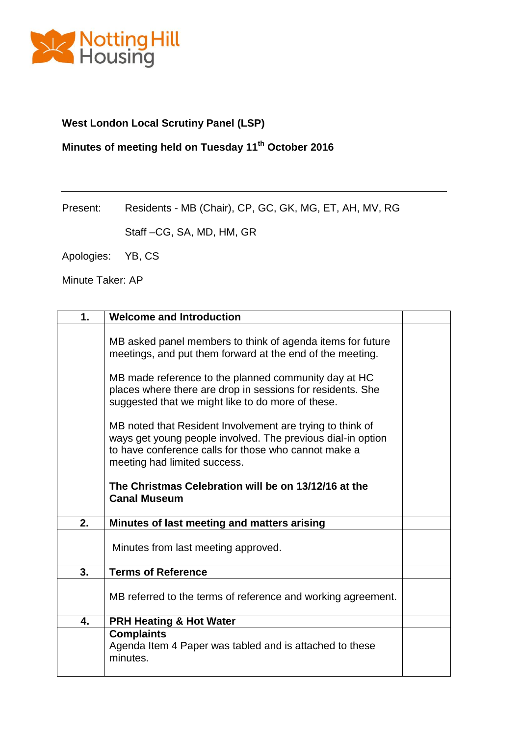Notting Hill Housing

**West London Local Scrutiny Panel (LSP)**

**Minutes of meeting held on Tuesday 11th October 2016**

---

Present: Residents - MB (Chair), CP, GC, GK, MG, ET, AH, MV, RG

Staff –CG, SA, MD, HM, GR

Apologies: YB, CS

Minute Taker: AP

| **1.** | **Welcome and Introduction** | |
|---|---|---|
| | MB asked panel members to think of agenda items for future meetings, and put them forward at the end of the meeting.<br><br>MB made reference to the planned community day at HC places where there are drop in sessions for residents. She suggested that we might like to do more of these.<br><br>MB noted that Resident Involvement are trying to think of ways get young people involved. The previous dial-in option to have conference calls for those who cannot make a meeting had limited success.<br><br>**The Christmas Celebration will be on 13/12/16 at the Canal Museum** | |
| **2.** | **Minutes of last meeting and matters arising** | |
| | Minutes from last meeting approved. | |
| **3.** | **Terms of Reference** | |
| | MB referred to the terms of reference and working agreement. | |
| **4.** | **PRH Heating & Hot Water** | |
| | **Complaints**<br>Agenda Item 4 Paper was tabled and is attached to these minutes. | |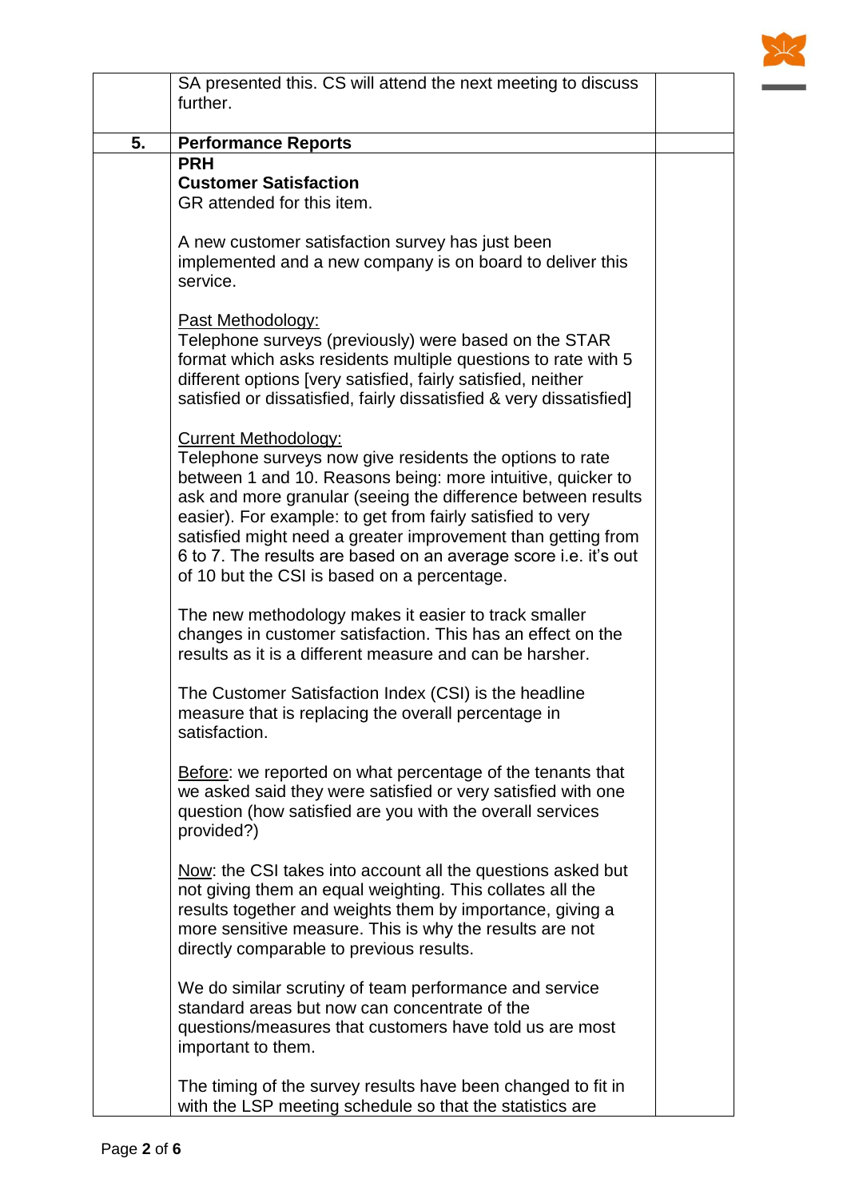| | | |
|---|---|---|
| | SA presented this. CS will attend the next meeting to discuss further. | |
| **5.** | **Performance Reports** | |
| | **PRH**<br>**Customer Satisfaction**<br>GR attended for this item.<br><br>A new customer satisfaction survey has just been implemented and a new company is on board to deliver this service.<br><br><u>Past Methodology:</u><br>Telephone surveys (previously) were based on the STAR format which asks residents multiple questions to rate with 5 different options [very satisfied, fairly satisfied, neither satisfied or dissatisfied, fairly dissatisfied & very dissatisfied]<br><br><u>Current Methodology:</u><br>Telephone surveys now give residents the options to rate between 1 and 10. Reasons being: more intuitive, quicker to ask and more granular (seeing the difference between results easier). For example: to get from fairly satisfied to very satisfied might need a greater improvement than getting from 6 to 7. The results are based on an average score i.e. it's out of 10 but the CSI is based on a percentage.<br><br>The new methodology makes it easier to track smaller changes in customer satisfaction. This has an effect on the results as it is a different measure and can be harsher.<br><br>The Customer Satisfaction Index (CSI) is the headline measure that is replacing the overall percentage in satisfaction.<br><br><u>Before</u>: we reported on what percentage of the tenants that we asked said they were satisfied or very satisfied with one question (how satisfied are you with the overall services provided?)<br><br><u>Now</u>: the CSI takes into account all the questions asked but not giving them an equal weighting. This collates all the results together and weights them by importance, giving a more sensitive measure. This is why the results are not directly comparable to previous results.<br><br>We do similar scrutiny of team performance and service standard areas but now can concentrate of the questions/measures that customers have told us are most important to them.<br><br>The timing of the survey results have been changed to fit in with the LSP meeting schedule so that the statistics are | |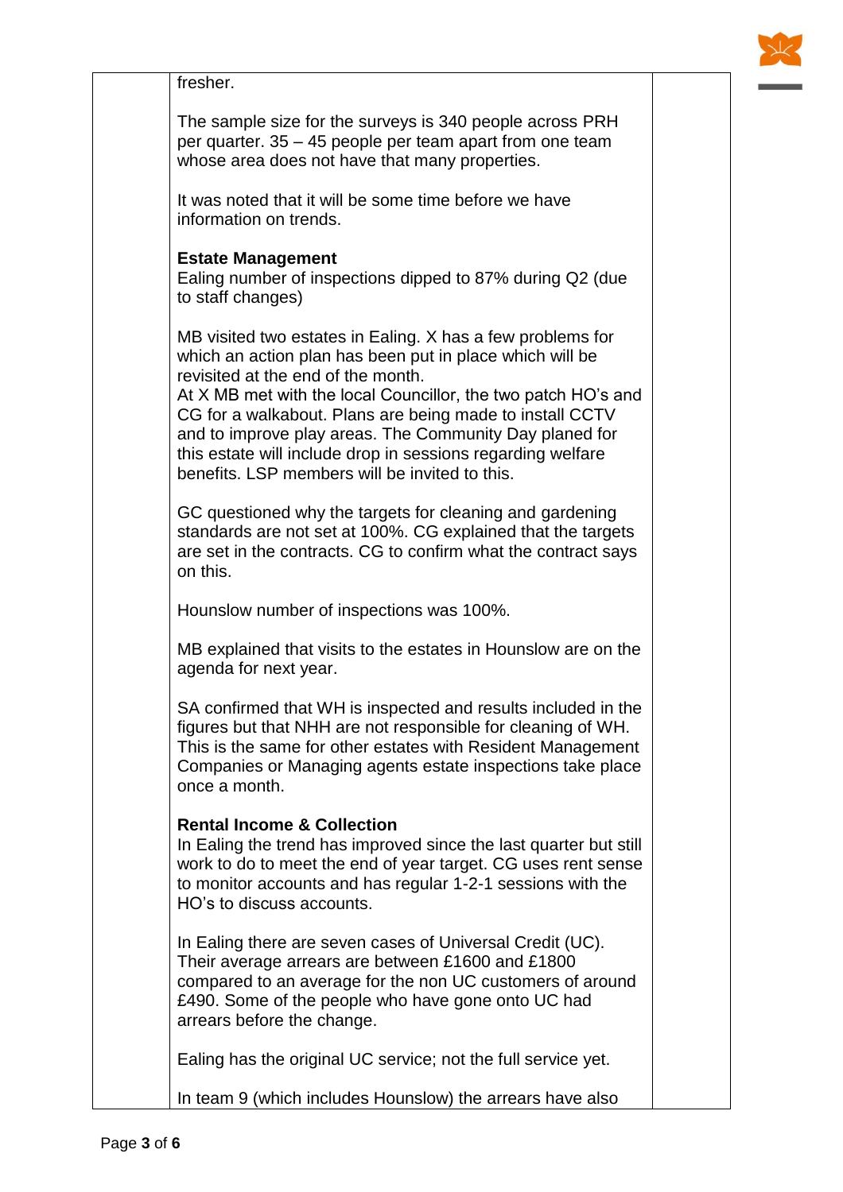fresher.

The sample size for the surveys is 340 people across PRH per quarter. 35 – 45 people per team apart from one team whose area does not have that many properties.

It was noted that it will be some time before we have information on trends.

**Estate Management**
Ealing number of inspections dipped to 87% during Q2 (due to staff changes)

MB visited two estates in Ealing. X has a few problems for which an action plan has been put in place which will be revisited at the end of the month.
At X MB met with the local Councillor, the two patch HO's and CG for a walkabout. Plans are being made to install CCTV and to improve play areas. The Community Day planed for this estate will include drop in sessions regarding welfare benefits. LSP members will be invited to this.

GC questioned why the targets for cleaning and gardening standards are not set at 100%. CG explained that the targets are set in the contracts. CG to confirm what the contract says on this.

Hounslow number of inspections was 100%.

MB explained that visits to the estates in Hounslow are on the agenda for next year.

SA confirmed that WH is inspected and results included in the figures but that NHH are not responsible for cleaning of WH. This is the same for other estates with Resident Management Companies or Managing agents estate inspections take place once a month.

**Rental Income & Collection**
In Ealing the trend has improved since the last quarter but still work to do to meet the end of year target. CG uses rent sense to monitor accounts and has regular 1-2-1 sessions with the HO's to discuss accounts.

In Ealing there are seven cases of Universal Credit (UC). Their average arrears are between £1600 and £1800 compared to an average for the non UC customers of around £490. Some of the people who have gone onto UC had arrears before the change.

Ealing has the original UC service; not the full service yet.

In team 9 (which includes Hounslow) the arrears have also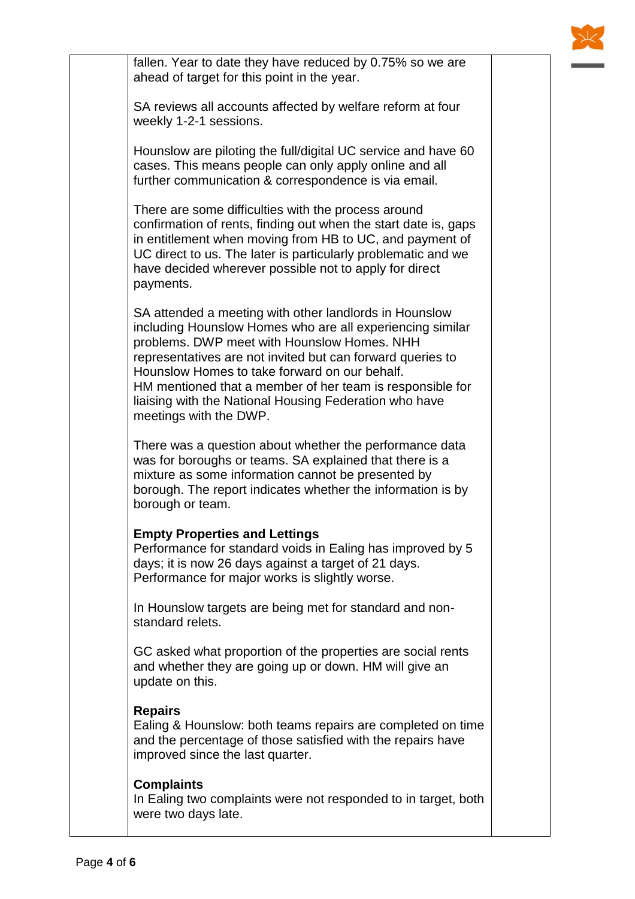fallen. Year to date they have reduced by 0.75% so we are ahead of target for this point in the year.

SA reviews all accounts affected by welfare reform at four weekly 1-2-1 sessions.

Hounslow are piloting the full/digital UC service and have 60 cases. This means people can only apply online and all further communication & correspondence is via email.

There are some difficulties with the process around confirmation of rents, finding out when the start date is, gaps in entitlement when moving from HB to UC, and payment of UC direct to us. The later is particularly problematic and we have decided wherever possible not to apply for direct payments.

SA attended a meeting with other landlords in Hounslow including Hounslow Homes who are all experiencing similar problems. DWP meet with Hounslow Homes. NHH representatives are not invited but can forward queries to Hounslow Homes to take forward on our behalf.
HM mentioned that a member of her team is responsible for liaising with the National Housing Federation who have meetings with the DWP.

There was a question about whether the performance data was for boroughs or teams. SA explained that there is a mixture as some information cannot be presented by borough. The report indicates whether the information is by borough or team.

**Empty Properties and Lettings**
Performance for standard voids in Ealing has improved by 5 days; it is now 26 days against a target of 21 days. Performance for major works is slightly worse.

In Hounslow targets are being met for standard and non-standard relets.

GC asked what proportion of the properties are social rents and whether they are going up or down. HM will give an update on this.

**Repairs**
Ealing & Hounslow: both teams repairs are completed on time and the percentage of those satisfied with the repairs have improved since the last quarter.

**Complaints**
In Ealing two complaints were not responded to in target, both were two days late.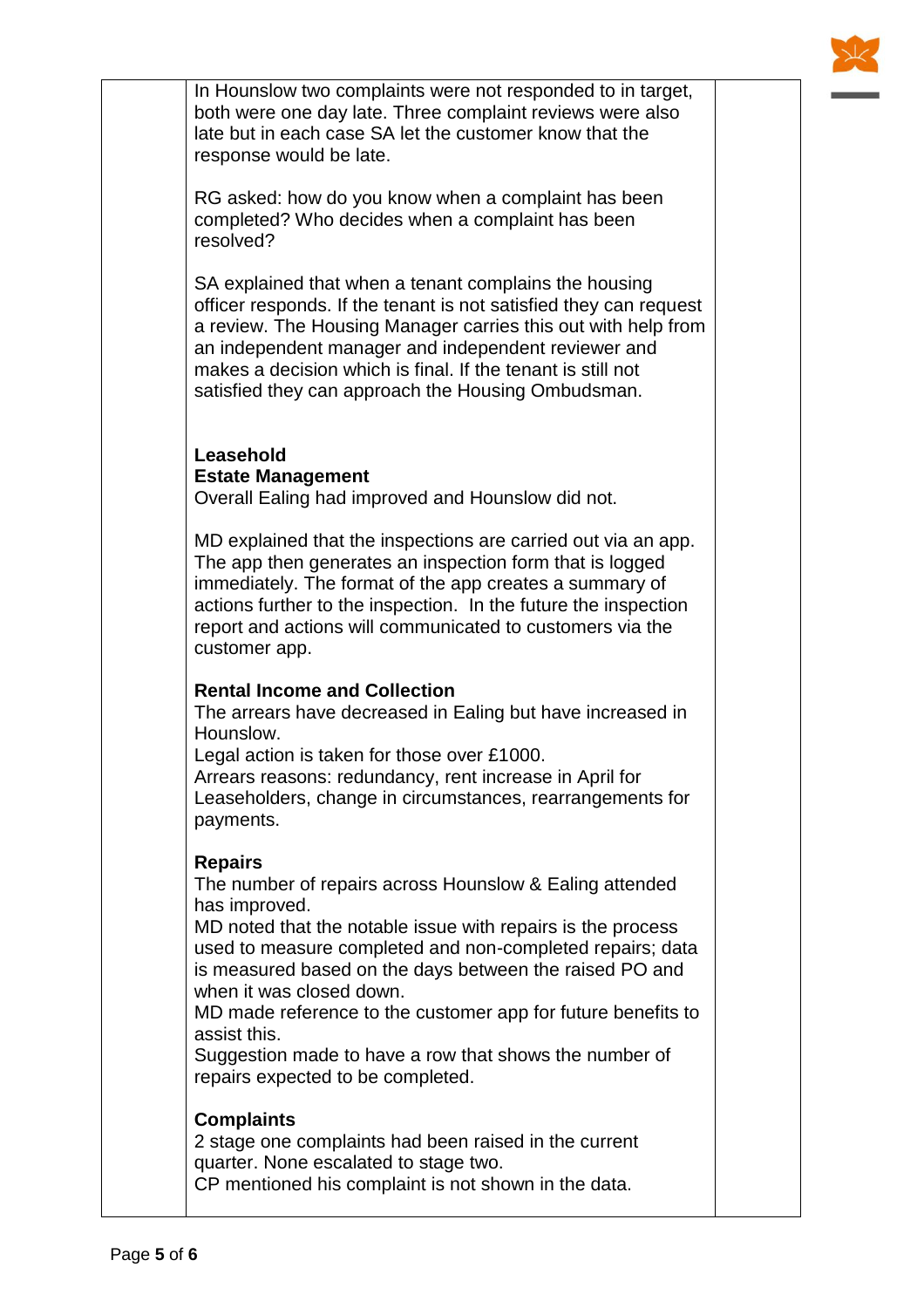| | | |
|---|---|---|
| | In Hounslow two complaints were not responded to in target, both were one day late. Three complaint reviews were also late but in each case SA let the customer know that the response would be late.<br><br>RG asked: how do you know when a complaint has been completed? Who decides when a complaint has been resolved?<br><br>SA explained that when a tenant complains the housing officer responds. If the tenant is not satisfied they can request a review. The Housing Manager carries this out with help from an independent manager and independent reviewer and makes a decision which is final. If the tenant is still not satisfied they can approach the Housing Ombudsman.<br><br>**Leasehold**<br>**Estate Management**<br>Overall Ealing had improved and Hounslow did not.<br><br>MD explained that the inspections are carried out via an app. The app then generates an inspection form that is logged immediately. The format of the app creates a summary of actions further to the inspection. In the future the inspection report and actions will communicated to customers via the customer app.<br><br>**Rental Income and Collection**<br>The arrears have decreased in Ealing but have increased in Hounslow.<br>Legal action is taken for those over £1000.<br>Arrears reasons: redundancy, rent increase in April for Leaseholders, change in circumstances, rearrangements for payments.<br><br>**Repairs**<br>The number of repairs across Hounslow & Ealing attended has improved.<br>MD noted that the notable issue with repairs is the process used to measure completed and non-completed repairs; data is measured based on the days between the raised PO and when it was closed down.<br>MD made reference to the customer app for future benefits to assist this.<br>Suggestion made to have a row that shows the number of repairs expected to be completed.<br><br>**Complaints**<br>2 stage one complaints had been raised in the current quarter. None escalated to stage two.<br>CP mentioned his complaint is not shown in the data. | |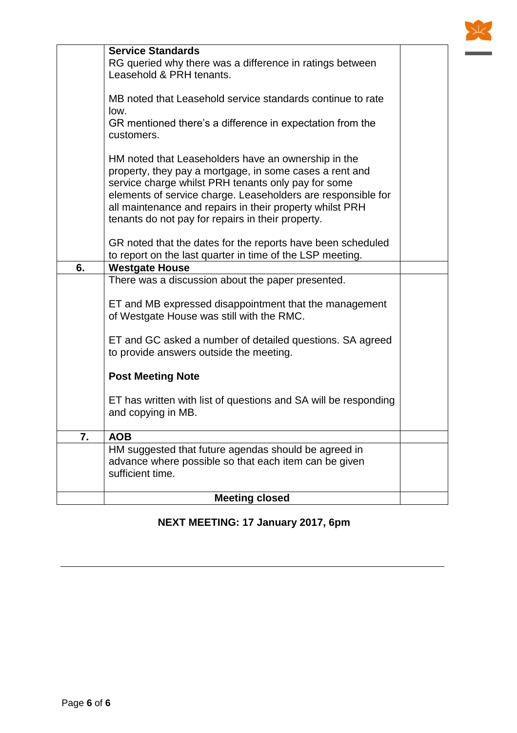| | | |
|---|---|---|
| | **Service Standards**<br>RG queried why there was a difference in ratings between Leasehold & PRH tenants.<br><br>MB noted that Leasehold service standards continue to rate low.<br>GR mentioned there's a difference in expectation from the customers.<br><br>HM noted that Leaseholders have an ownership in the property, they pay a mortgage, in some cases a rent and service charge whilst PRH tenants only pay for some elements of service charge. Leaseholders are responsible for all maintenance and repairs in their property whilst PRH tenants do not pay for repairs in their property.<br><br>GR noted that the dates for the reports have been scheduled to report on the last quarter in time of the LSP meeting. | |
| **6.** | **Westgate House** | |
| | There was a discussion about the paper presented.<br><br>ET and MB expressed disappointment that the management of Westgate House was still with the RMC.<br><br>ET and GC asked a number of detailed questions. SA agreed to provide answers outside the meeting.<br><br>**Post Meeting Note**<br><br>ET has written with list of questions and SA will be responding and copying in MB. | |
| **7.** | **AOB** | |
| | HM suggested that future agendas should be agreed in advance where possible so that each item can be given sufficient time. | |
| | **Meeting closed** | |

**NEXT MEETING: 17 January 2017, 6pm**